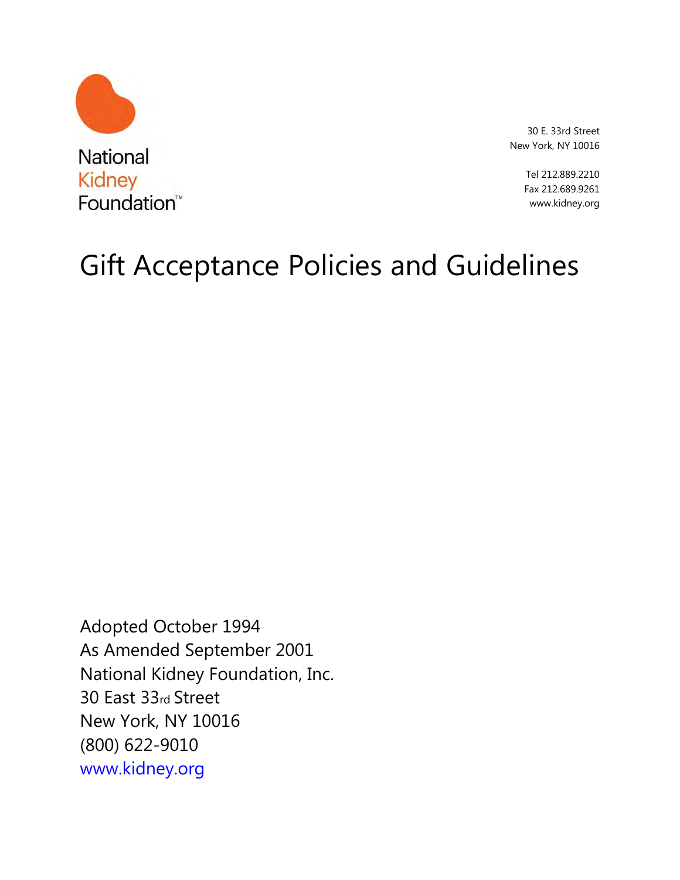National
Kidney
Foundation™

30 E. 33rd Street
New York, NY 10016

Tel 212.889.2210
Fax 212.689.9261
www.kidney.org

# Gift Acceptance Policies and Guidelines

Adopted October 1994
As Amended September 2001
National Kidney Foundation, Inc.
30 East 33rd Street
New York, NY 10016
(800) 622-9010
www.kidney.org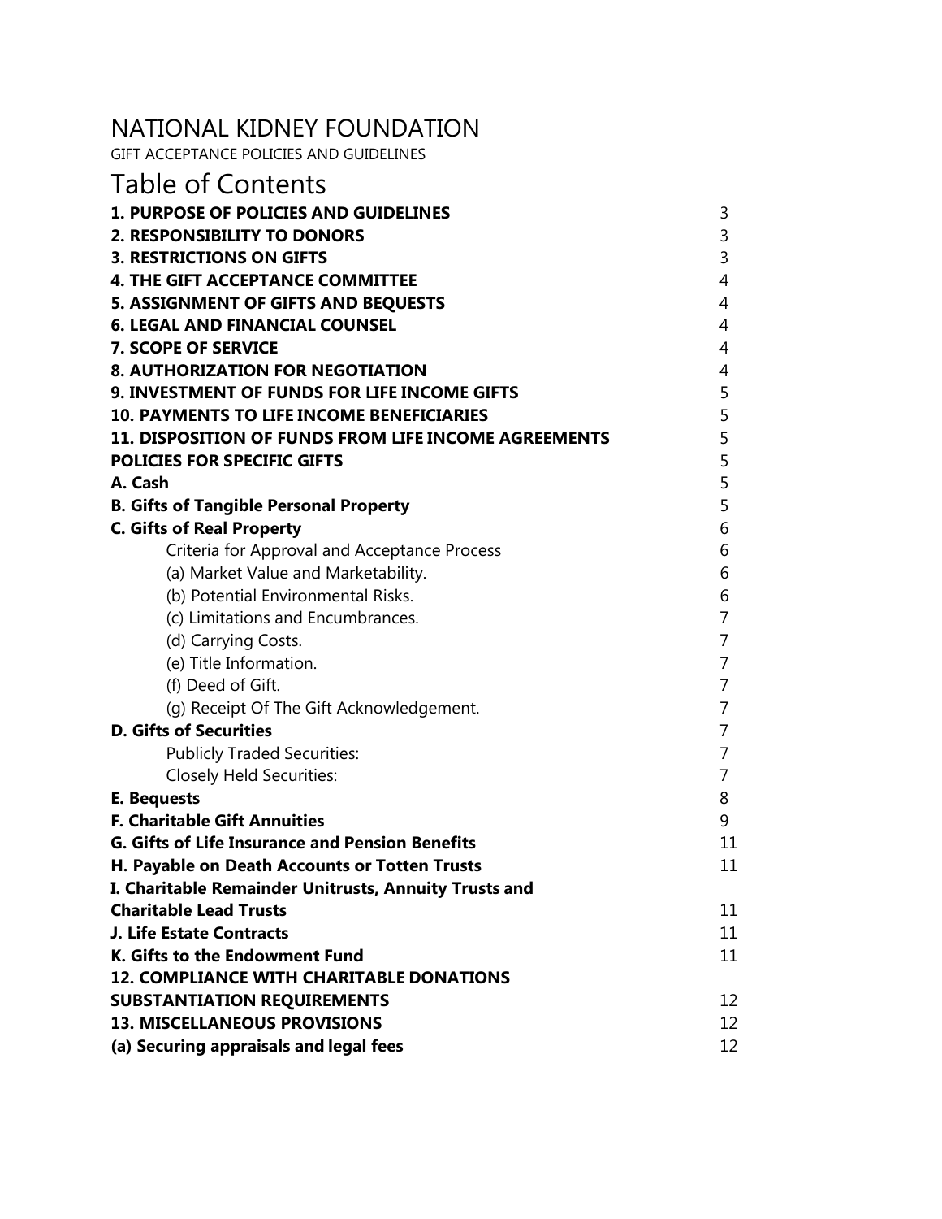# NATIONAL KIDNEY FOUNDATION

GIFT ACCEPTANCE POLICIES AND GUIDELINES

## Table of Contents

| | |
|---|---|
| **1. PURPOSE OF POLICIES AND GUIDELINES** | 3 |
| **2. RESPONSIBILITY TO DONORS** | 3 |
| **3. RESTRICTIONS ON GIFTS** | 3 |
| **4. THE GIFT ACCEPTANCE COMMITTEE** | 4 |
| **5. ASSIGNMENT OF GIFTS AND BEQUESTS** | 4 |
| **6. LEGAL AND FINANCIAL COUNSEL** | 4 |
| **7. SCOPE OF SERVICE** | 4 |
| **8. AUTHORIZATION FOR NEGOTIATION** | 4 |
| **9. INVESTMENT OF FUNDS FOR LIFE INCOME GIFTS** | 5 |
| **10. PAYMENTS TO LIFE INCOME BENEFICIARIES** | 5 |
| **11. DISPOSITION OF FUNDS FROM LIFE INCOME AGREEMENTS** | 5 |
| **POLICIES FOR SPECIFIC GIFTS** | 5 |
| **A. Cash** | 5 |
| **B. Gifts of Tangible Personal Property** | 5 |
| **C. Gifts of Real Property** | 6 |
| Criteria for Approval and Acceptance Process | 6 |
| (a) Market Value and Marketability. | 6 |
| (b) Potential Environmental Risks. | 6 |
| (c) Limitations and Encumbrances. | 7 |
| (d) Carrying Costs. | 7 |
| (e) Title Information. | 7 |
| (f) Deed of Gift. | 7 |
| (g) Receipt Of The Gift Acknowledgement. | 7 |
| **D. Gifts of Securities** | 7 |
| Publicly Traded Securities: | 7 |
| Closely Held Securities: | 7 |
| **E. Bequests** | 8 |
| **F. Charitable Gift Annuities** | 9 |
| **G. Gifts of Life Insurance and Pension Benefits** | 11 |
| **H. Payable on Death Accounts or Totten Trusts** | 11 |
| **I. Charitable Remainder Unitrusts, Annuity Trusts and Charitable Lead Trusts** | 11 |
| **J. Life Estate Contracts** | 11 |
| **K. Gifts to the Endowment Fund** | 11 |
| **12. COMPLIANCE WITH CHARITABLE DONATIONS SUBSTANTIATION REQUIREMENTS** | 12 |
| **13. MISCELLANEOUS PROVISIONS** | 12 |
| **(a) Securing appraisals and legal fees** | 12 |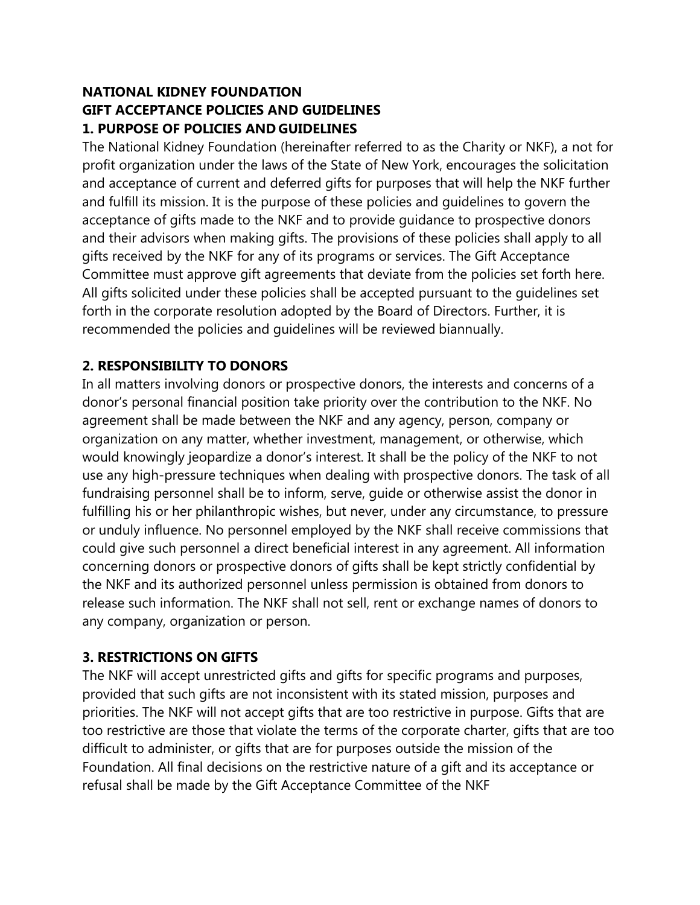**NATIONAL KIDNEY FOUNDATION**
**GIFT ACCEPTANCE POLICIES AND GUIDELINES**

## 1. PURPOSE OF POLICIES AND GUIDELINES

The National Kidney Foundation (hereinafter referred to as the Charity or NKF), a not for profit organization under the laws of the State of New York, encourages the solicitation and acceptance of current and deferred gifts for purposes that will help the NKF further and fulfill its mission. It is the purpose of these policies and guidelines to govern the acceptance of gifts made to the NKF and to provide guidance to prospective donors and their advisors when making gifts. The provisions of these policies shall apply to all gifts received by the NKF for any of its programs or services. The Gift Acceptance Committee must approve gift agreements that deviate from the policies set forth here. All gifts solicited under these policies shall be accepted pursuant to the guidelines set forth in the corporate resolution adopted by the Board of Directors. Further, it is recommended the policies and guidelines will be reviewed biannually.

## 2. RESPONSIBILITY TO DONORS

In all matters involving donors or prospective donors, the interests and concerns of a donor's personal financial position take priority over the contribution to the NKF. No agreement shall be made between the NKF and any agency, person, company or organization on any matter, whether investment, management, or otherwise, which would knowingly jeopardize a donor's interest. It shall be the policy of the NKF to not use any high-pressure techniques when dealing with prospective donors. The task of all fundraising personnel shall be to inform, serve, guide or otherwise assist the donor in fulfilling his or her philanthropic wishes, but never, under any circumstance, to pressure or unduly influence. No personnel employed by the NKF shall receive commissions that could give such personnel a direct beneficial interest in any agreement. All information concerning donors or prospective donors of gifts shall be kept strictly confidential by the NKF and its authorized personnel unless permission is obtained from donors to release such information. The NKF shall not sell, rent or exchange names of donors to any company, organization or person.

## 3. RESTRICTIONS ON GIFTS

The NKF will accept unrestricted gifts and gifts for specific programs and purposes, provided that such gifts are not inconsistent with its stated mission, purposes and priorities. The NKF will not accept gifts that are too restrictive in purpose. Gifts that are too restrictive are those that violate the terms of the corporate charter, gifts that are too difficult to administer, or gifts that are for purposes outside the mission of the Foundation. All final decisions on the restrictive nature of a gift and its acceptance or refusal shall be made by the Gift Acceptance Committee of the NKF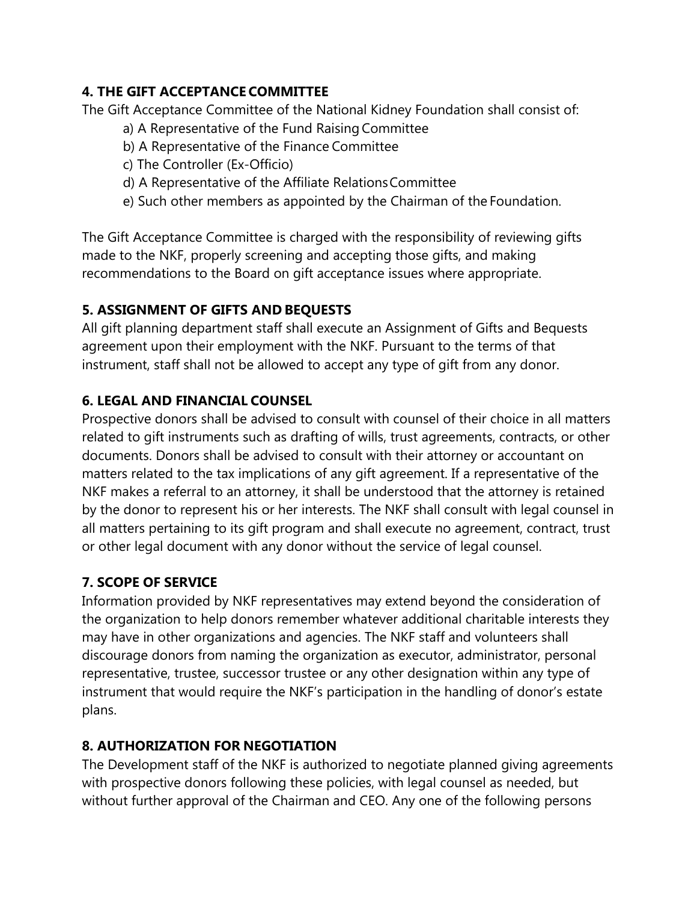### 4. THE GIFT ACCEPTANCE COMMITTEE

The Gift Acceptance Committee of the National Kidney Foundation shall consist of:

a) A Representative of the Fund Raising Committee
b) A Representative of the Finance Committee
c) The Controller (Ex-Officio)
d) A Representative of the Affiliate Relations Committee
e) Such other members as appointed by the Chairman of the Foundation.

The Gift Acceptance Committee is charged with the responsibility of reviewing gifts made to the NKF, properly screening and accepting those gifts, and making recommendations to the Board on gift acceptance issues where appropriate.

### 5. ASSIGNMENT OF GIFTS AND BEQUESTS

All gift planning department staff shall execute an Assignment of Gifts and Bequests agreement upon their employment with the NKF. Pursuant to the terms of that instrument, staff shall not be allowed to accept any type of gift from any donor.

### 6. LEGAL AND FINANCIAL COUNSEL

Prospective donors shall be advised to consult with counsel of their choice in all matters related to gift instruments such as drafting of wills, trust agreements, contracts, or other documents. Donors shall be advised to consult with their attorney or accountant on matters related to the tax implications of any gift agreement. If a representative of the NKF makes a referral to an attorney, it shall be understood that the attorney is retained by the donor to represent his or her interests. The NKF shall consult with legal counsel in all matters pertaining to its gift program and shall execute no agreement, contract, trust or other legal document with any donor without the service of legal counsel.

### 7. SCOPE OF SERVICE

Information provided by NKF representatives may extend beyond the consideration of the organization to help donors remember whatever additional charitable interests they may have in other organizations and agencies. The NKF staff and volunteers shall discourage donors from naming the organization as executor, administrator, personal representative, trustee, successor trustee or any other designation within any type of instrument that would require the NKF's participation in the handling of donor's estate plans.

### 8. AUTHORIZATION FOR NEGOTIATION

The Development staff of the NKF is authorized to negotiate planned giving agreements with prospective donors following these policies, with legal counsel as needed, but without further approval of the Chairman and CEO. Any one of the following persons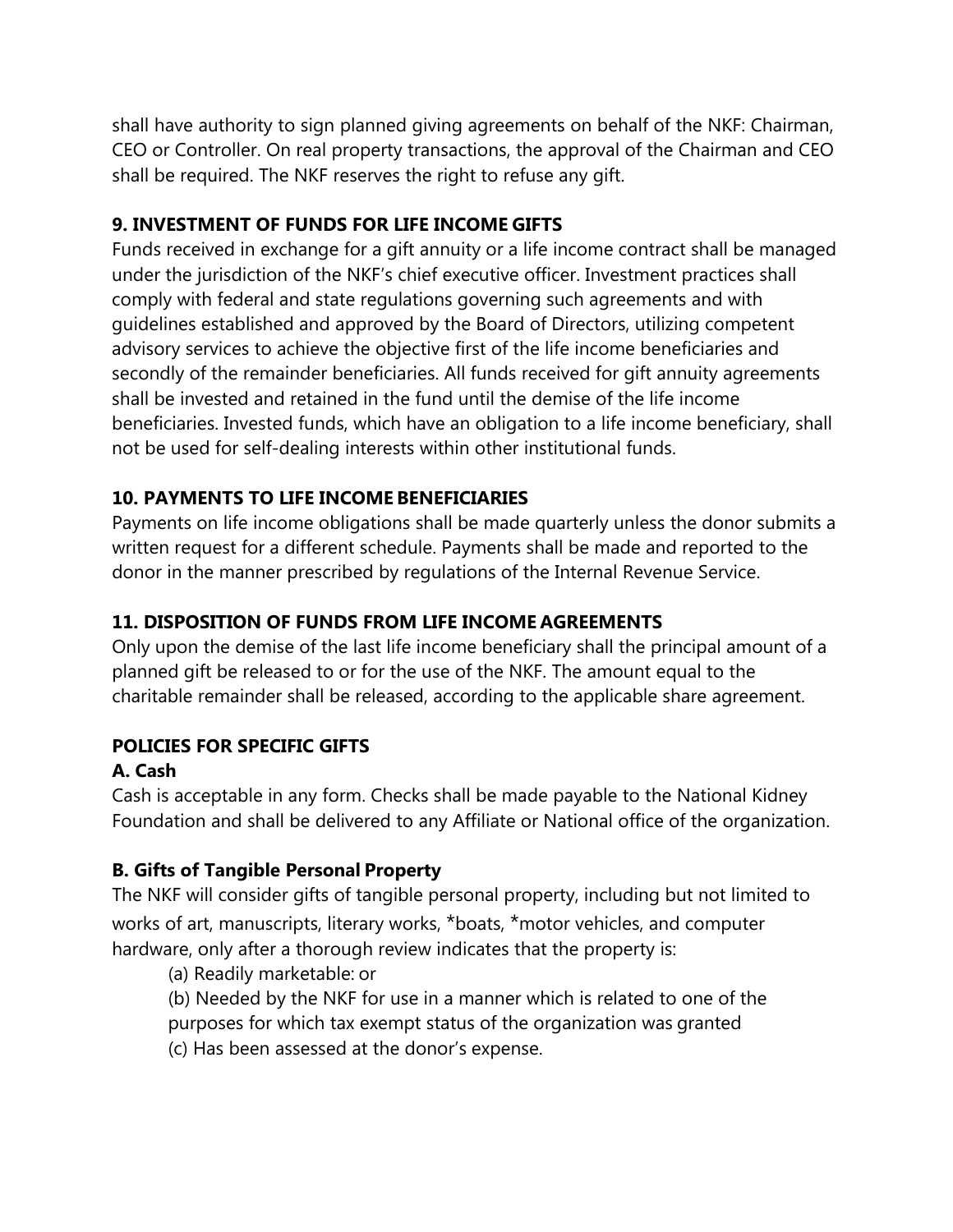shall have authority to sign planned giving agreements on behalf of the NKF: Chairman, CEO or Controller. On real property transactions, the approval of the Chairman and CEO shall be required. The NKF reserves the right to refuse any gift.

### 9. INVESTMENT OF FUNDS FOR LIFE INCOME GIFTS

Funds received in exchange for a gift annuity or a life income contract shall be managed under the jurisdiction of the NKF's chief executive officer. Investment practices shall comply with federal and state regulations governing such agreements and with guidelines established and approved by the Board of Directors, utilizing competent advisory services to achieve the objective first of the life income beneficiaries and secondly of the remainder beneficiaries. All funds received for gift annuity agreements shall be invested and retained in the fund until the demise of the life income beneficiaries. Invested funds, which have an obligation to a life income beneficiary, shall not be used for self-dealing interests within other institutional funds.

### 10. PAYMENTS TO LIFE INCOME BENEFICIARIES

Payments on life income obligations shall be made quarterly unless the donor submits a written request for a different schedule. Payments shall be made and reported to the donor in the manner prescribed by regulations of the Internal Revenue Service.

### 11. DISPOSITION OF FUNDS FROM LIFE INCOME AGREEMENTS

Only upon the demise of the last life income beneficiary shall the principal amount of a planned gift be released to or for the use of the NKF. The amount equal to the charitable remainder shall be released, according to the applicable share agreement.

### POLICIES FOR SPECIFIC GIFTS

#### A. Cash

Cash is acceptable in any form. Checks shall be made payable to the National Kidney Foundation and shall be delivered to any Affiliate or National office of the organization.

#### B. Gifts of Tangible Personal Property

The NKF will consider gifts of tangible personal property, including but not limited to works of art, manuscripts, literary works, *boats, *motor vehicles, and computer hardware, only after a thorough review indicates that the property is:

(a) Readily marketable: or

(b) Needed by the NKF for use in a manner which is related to one of the purposes for which tax exempt status of the organization was granted

(c) Has been assessed at the donor's expense.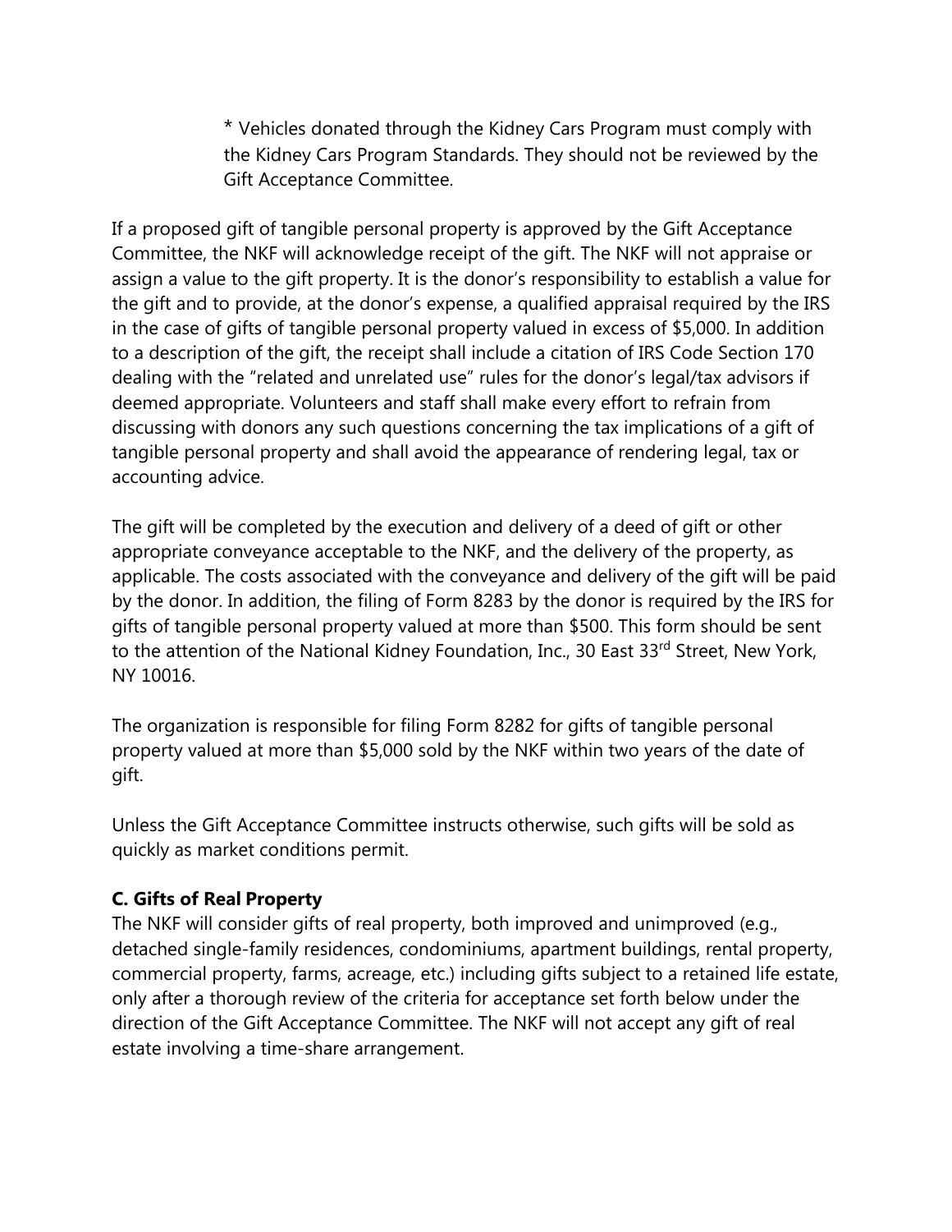* Vehicles donated through the Kidney Cars Program must comply with the Kidney Cars Program Standards. They should not be reviewed by the Gift Acceptance Committee.

If a proposed gift of tangible personal property is approved by the Gift Acceptance Committee, the NKF will acknowledge receipt of the gift. The NKF will not appraise or assign a value to the gift property. It is the donor's responsibility to establish a value for the gift and to provide, at the donor's expense, a qualified appraisal required by the IRS in the case of gifts of tangible personal property valued in excess of $5,000. In addition to a description of the gift, the receipt shall include a citation of IRS Code Section 170 dealing with the "related and unrelated use" rules for the donor's legal/tax advisors if deemed appropriate. Volunteers and staff shall make every effort to refrain from discussing with donors any such questions concerning the tax implications of a gift of tangible personal property and shall avoid the appearance of rendering legal, tax or accounting advice.

The gift will be completed by the execution and delivery of a deed of gift or other appropriate conveyance acceptable to the NKF, and the delivery of the property, as applicable. The costs associated with the conveyance and delivery of the gift will be paid by the donor. In addition, the filing of Form 8283 by the donor is required by the IRS for gifts of tangible personal property valued at more than $500. This form should be sent to the attention of the National Kidney Foundation, Inc., 30 East 33rd Street, New York, NY 10016.

The organization is responsible for filing Form 8282 for gifts of tangible personal property valued at more than $5,000 sold by the NKF within two years of the date of gift.

Unless the Gift Acceptance Committee instructs otherwise, such gifts will be sold as quickly as market conditions permit.

**C. Gifts of Real Property**

The NKF will consider gifts of real property, both improved and unimproved (e.g., detached single-family residences, condominiums, apartment buildings, rental property, commercial property, farms, acreage, etc.) including gifts subject to a retained life estate, only after a thorough review of the criteria for acceptance set forth below under the direction of the Gift Acceptance Committee. The NKF will not accept any gift of real estate involving a time-share arrangement.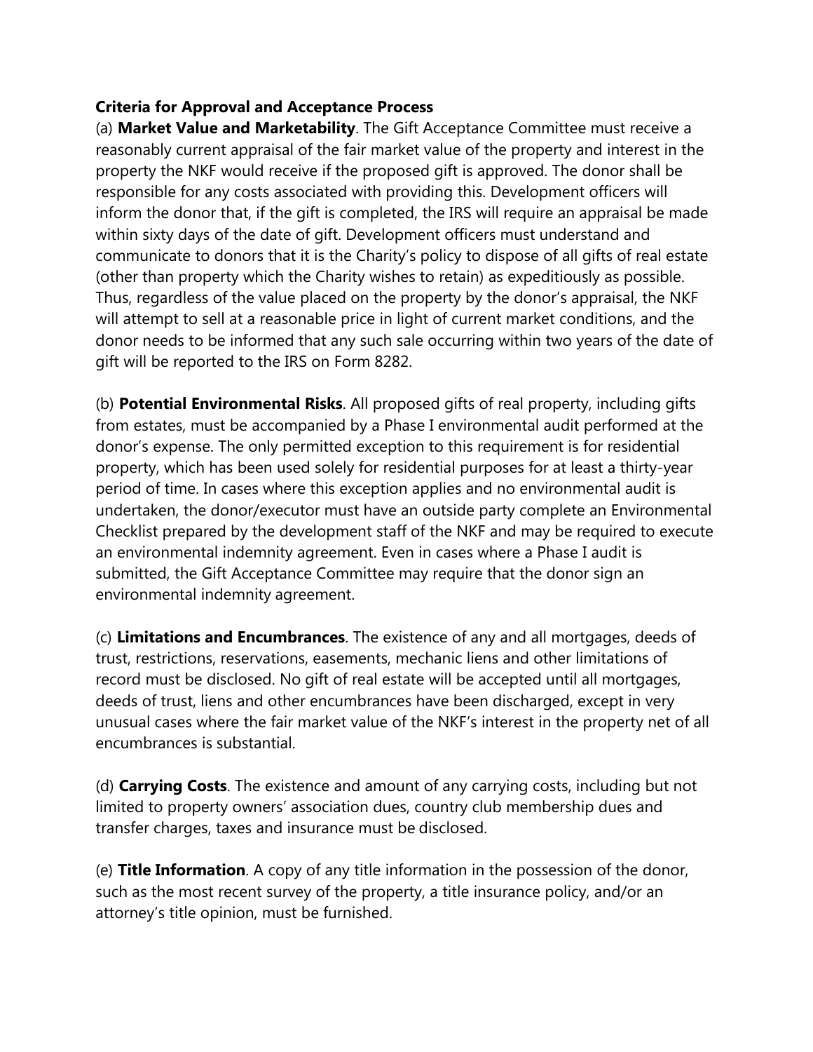**Criteria for Approval and Acceptance Process**

(a) **Market Value and Marketability**. The Gift Acceptance Committee must receive a reasonably current appraisal of the fair market value of the property and interest in the property the NKF would receive if the proposed gift is approved. The donor shall be responsible for any costs associated with providing this. Development officers will inform the donor that, if the gift is completed, the IRS will require an appraisal be made within sixty days of the date of gift. Development officers must understand and communicate to donors that it is the Charity's policy to dispose of all gifts of real estate (other than property which the Charity wishes to retain) as expeditiously as possible. Thus, regardless of the value placed on the property by the donor's appraisal, the NKF will attempt to sell at a reasonable price in light of current market conditions, and the donor needs to be informed that any such sale occurring within two years of the date of gift will be reported to the IRS on Form 8282.

(b) **Potential Environmental Risks**. All proposed gifts of real property, including gifts from estates, must be accompanied by a Phase I environmental audit performed at the donor's expense. The only permitted exception to this requirement is for residential property, which has been used solely for residential purposes for at least a thirty-year period of time. In cases where this exception applies and no environmental audit is undertaken, the donor/executor must have an outside party complete an Environmental Checklist prepared by the development staff of the NKF and may be required to execute an environmental indemnity agreement. Even in cases where a Phase I audit is submitted, the Gift Acceptance Committee may require that the donor sign an environmental indemnity agreement.

(c) **Limitations and Encumbrances**. The existence of any and all mortgages, deeds of trust, restrictions, reservations, easements, mechanic liens and other limitations of record must be disclosed. No gift of real estate will be accepted until all mortgages, deeds of trust, liens and other encumbrances have been discharged, except in very unusual cases where the fair market value of the NKF's interest in the property net of all encumbrances is substantial.

(d) **Carrying Costs**. The existence and amount of any carrying costs, including but not limited to property owners' association dues, country club membership dues and transfer charges, taxes and insurance must be disclosed.

(e) **Title Information**. A copy of any title information in the possession of the donor, such as the most recent survey of the property, a title insurance policy, and/or an attorney's title opinion, must be furnished.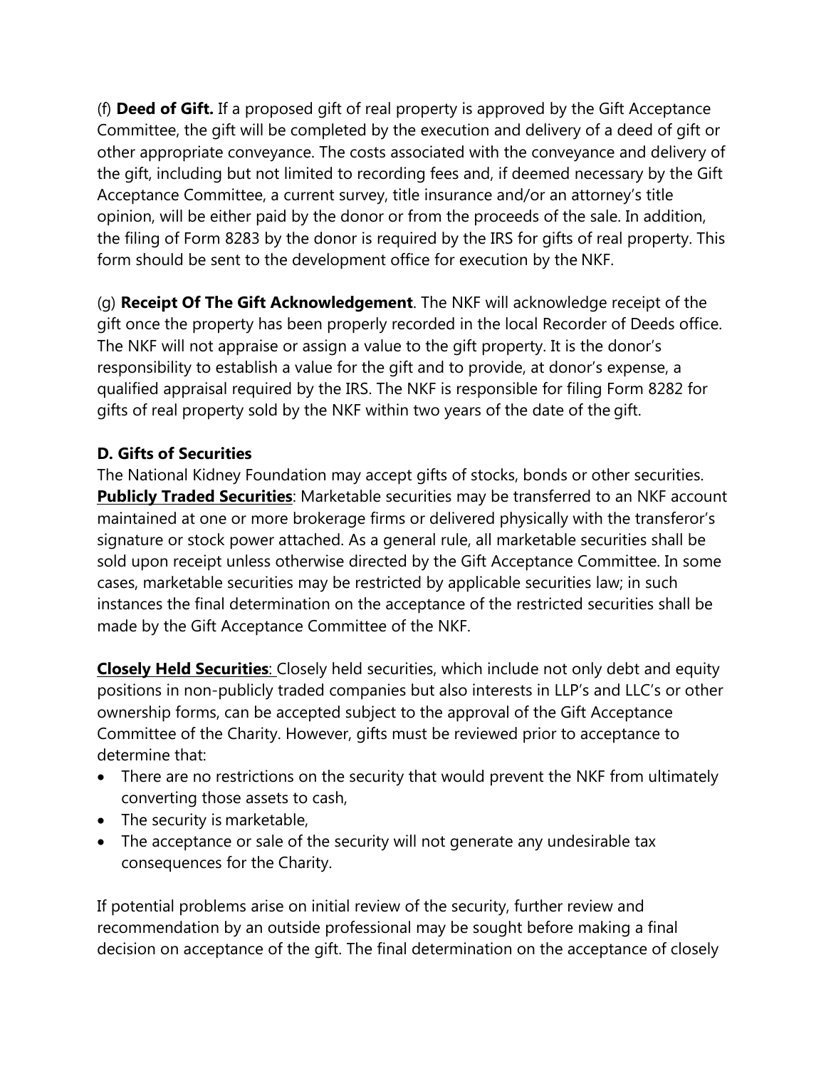(f) **Deed of Gift.** If a proposed gift of real property is approved by the Gift Acceptance Committee, the gift will be completed by the execution and delivery of a deed of gift or other appropriate conveyance. The costs associated with the conveyance and delivery of the gift, including but not limited to recording fees and, if deemed necessary by the Gift Acceptance Committee, a current survey, title insurance and/or an attorney's title opinion, will be either paid by the donor or from the proceeds of the sale. In addition, the filing of Form 8283 by the donor is required by the IRS for gifts of real property. This form should be sent to the development office for execution by the NKF.

(g) **Receipt Of The Gift Acknowledgement**. The NKF will acknowledge receipt of the gift once the property has been properly recorded in the local Recorder of Deeds office. The NKF will not appraise or assign a value to the gift property. It is the donor's responsibility to establish a value for the gift and to provide, at donor's expense, a qualified appraisal required by the IRS. The NKF is responsible for filing Form 8282 for gifts of real property sold by the NKF within two years of the date of the gift.

**D. Gifts of Securities**

The National Kidney Foundation may accept gifts of stocks, bonds or other securities. **Publicly Traded Securities**: Marketable securities may be transferred to an NKF account maintained at one or more brokerage firms or delivered physically with the transferor's signature or stock power attached. As a general rule, all marketable securities shall be sold upon receipt unless otherwise directed by the Gift Acceptance Committee. In some cases, marketable securities may be restricted by applicable securities law; in such instances the final determination on the acceptance of the restricted securities shall be made by the Gift Acceptance Committee of the NKF.

**Closely Held Securities**: Closely held securities, which include not only debt and equity positions in non-publicly traded companies but also interests in LLP's and LLC's or other ownership forms, can be accepted subject to the approval of the Gift Acceptance Committee of the Charity. However, gifts must be reviewed prior to acceptance to determine that:

- There are no restrictions on the security that would prevent the NKF from ultimately converting those assets to cash,
- The security is marketable,
- The acceptance or sale of the security will not generate any undesirable tax consequences for the Charity.

If potential problems arise on initial review of the security, further review and recommendation by an outside professional may be sought before making a final decision on acceptance of the gift. The final determination on the acceptance of closely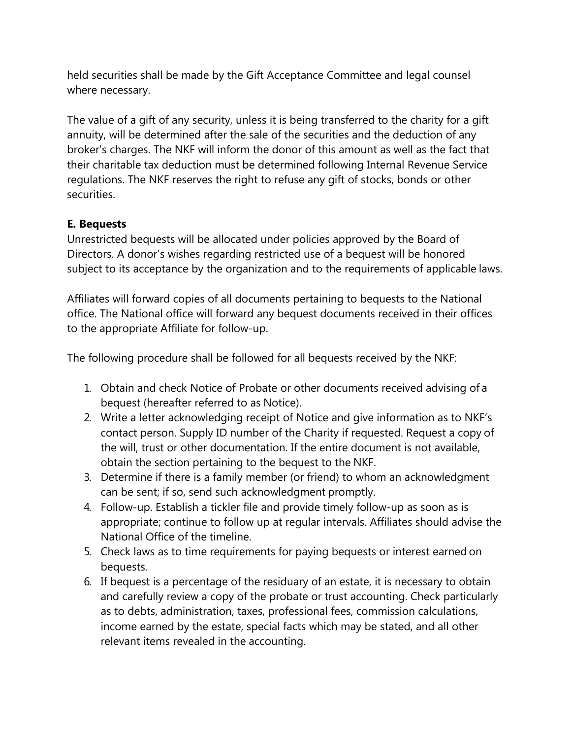held securities shall be made by the Gift Acceptance Committee and legal counsel where necessary.

The value of a gift of any security, unless it is being transferred to the charity for a gift annuity, will be determined after the sale of the securities and the deduction of any broker's charges. The NKF will inform the donor of this amount as well as the fact that their charitable tax deduction must be determined following Internal Revenue Service regulations. The NKF reserves the right to refuse any gift of stocks, bonds or other securities.

**E. Bequests**

Unrestricted bequests will be allocated under policies approved by the Board of Directors. A donor's wishes regarding restricted use of a bequest will be honored subject to its acceptance by the organization and to the requirements of applicable laws.

Affiliates will forward copies of all documents pertaining to bequests to the National office. The National office will forward any bequest documents received in their offices to the appropriate Affiliate for follow-up.

The following procedure shall be followed for all bequests received by the NKF:

1. Obtain and check Notice of Probate or other documents received advising of a bequest (hereafter referred to as Notice).
2. Write a letter acknowledging receipt of Notice and give information as to NKF's contact person. Supply ID number of the Charity if requested. Request a copy of the will, trust or other documentation. If the entire document is not available, obtain the section pertaining to the bequest to the NKF.
3. Determine if there is a family member (or friend) to whom an acknowledgment can be sent; if so, send such acknowledgment promptly.
4. Follow-up. Establish a tickler file and provide timely follow-up as soon as is appropriate; continue to follow up at regular intervals. Affiliates should advise the National Office of the timeline.
5. Check laws as to time requirements for paying bequests or interest earned on bequests.
6. If bequest is a percentage of the residuary of an estate, it is necessary to obtain and carefully review a copy of the probate or trust accounting. Check particularly as to debts, administration, taxes, professional fees, commission calculations, income earned by the estate, special facts which may be stated, and all other relevant items revealed in the accounting.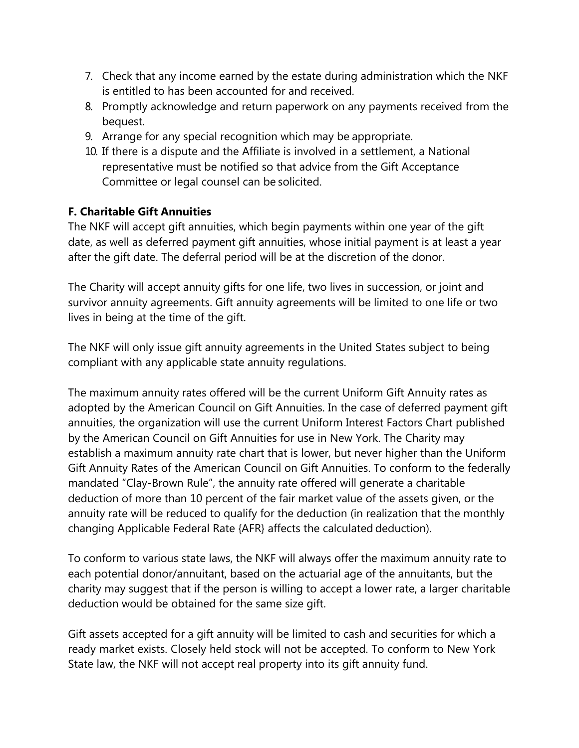7. Check that any income earned by the estate during administration which the NKF is entitled to has been accounted for and received.
8. Promptly acknowledge and return paperwork on any payments received from the bequest.
9. Arrange for any special recognition which may be appropriate.
10. If there is a dispute and the Affiliate is involved in a settlement, a National representative must be notified so that advice from the Gift Acceptance Committee or legal counsel can be solicited.

**F. Charitable Gift Annuities**

The NKF will accept gift annuities, which begin payments within one year of the gift date, as well as deferred payment gift annuities, whose initial payment is at least a year after the gift date. The deferral period will be at the discretion of the donor.

The Charity will accept annuity gifts for one life, two lives in succession, or joint and survivor annuity agreements. Gift annuity agreements will be limited to one life or two lives in being at the time of the gift.

The NKF will only issue gift annuity agreements in the United States subject to being compliant with any applicable state annuity regulations.

The maximum annuity rates offered will be the current Uniform Gift Annuity rates as adopted by the American Council on Gift Annuities. In the case of deferred payment gift annuities, the organization will use the current Uniform Interest Factors Chart published by the American Council on Gift Annuities for use in New York. The Charity may establish a maximum annuity rate chart that is lower, but never higher than the Uniform Gift Annuity Rates of the American Council on Gift Annuities. To conform to the federally mandated "Clay-Brown Rule", the annuity rate offered will generate a charitable deduction of more than 10 percent of the fair market value of the assets given, or the annuity rate will be reduced to qualify for the deduction (in realization that the monthly changing Applicable Federal Rate {AFR} affects the calculated deduction).

To conform to various state laws, the NKF will always offer the maximum annuity rate to each potential donor/annuitant, based on the actuarial age of the annuitants, but the charity may suggest that if the person is willing to accept a lower rate, a larger charitable deduction would be obtained for the same size gift.

Gift assets accepted for a gift annuity will be limited to cash and securities for which a ready market exists. Closely held stock will not be accepted. To conform to New York State law, the NKF will not accept real property into its gift annuity fund.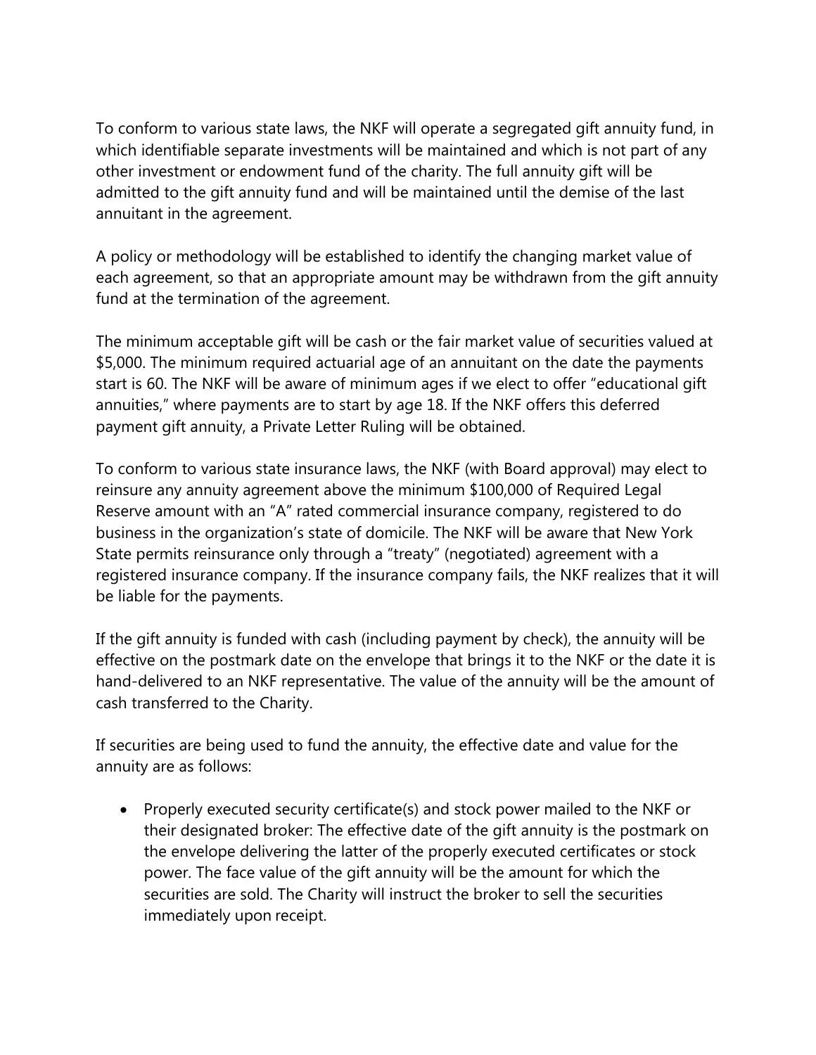To conform to various state laws, the NKF will operate a segregated gift annuity fund, in which identifiable separate investments will be maintained and which is not part of any other investment or endowment fund of the charity. The full annuity gift will be admitted to the gift annuity fund and will be maintained until the demise of the last annuitant in the agreement.

A policy or methodology will be established to identify the changing market value of each agreement, so that an appropriate amount may be withdrawn from the gift annuity fund at the termination of the agreement.

The minimum acceptable gift will be cash or the fair market value of securities valued at $5,000. The minimum required actuarial age of an annuitant on the date the payments start is 60. The NKF will be aware of minimum ages if we elect to offer "educational gift annuities," where payments are to start by age 18. If the NKF offers this deferred payment gift annuity, a Private Letter Ruling will be obtained.

To conform to various state insurance laws, the NKF (with Board approval) may elect to reinsure any annuity agreement above the minimum $100,000 of Required Legal Reserve amount with an "A" rated commercial insurance company, registered to do business in the organization's state of domicile. The NKF will be aware that New York State permits reinsurance only through a "treaty" (negotiated) agreement with a registered insurance company. If the insurance company fails, the NKF realizes that it will be liable for the payments.

If the gift annuity is funded with cash (including payment by check), the annuity will be effective on the postmark date on the envelope that brings it to the NKF or the date it is hand-delivered to an NKF representative. The value of the annuity will be the amount of cash transferred to the Charity.

If securities are being used to fund the annuity, the effective date and value for the annuity are as follows:

- Properly executed security certificate(s) and stock power mailed to the NKF or their designated broker: The effective date of the gift annuity is the postmark on the envelope delivering the latter of the properly executed certificates or stock power. The face value of the gift annuity will be the amount for which the securities are sold. The Charity will instruct the broker to sell the securities immediately upon receipt.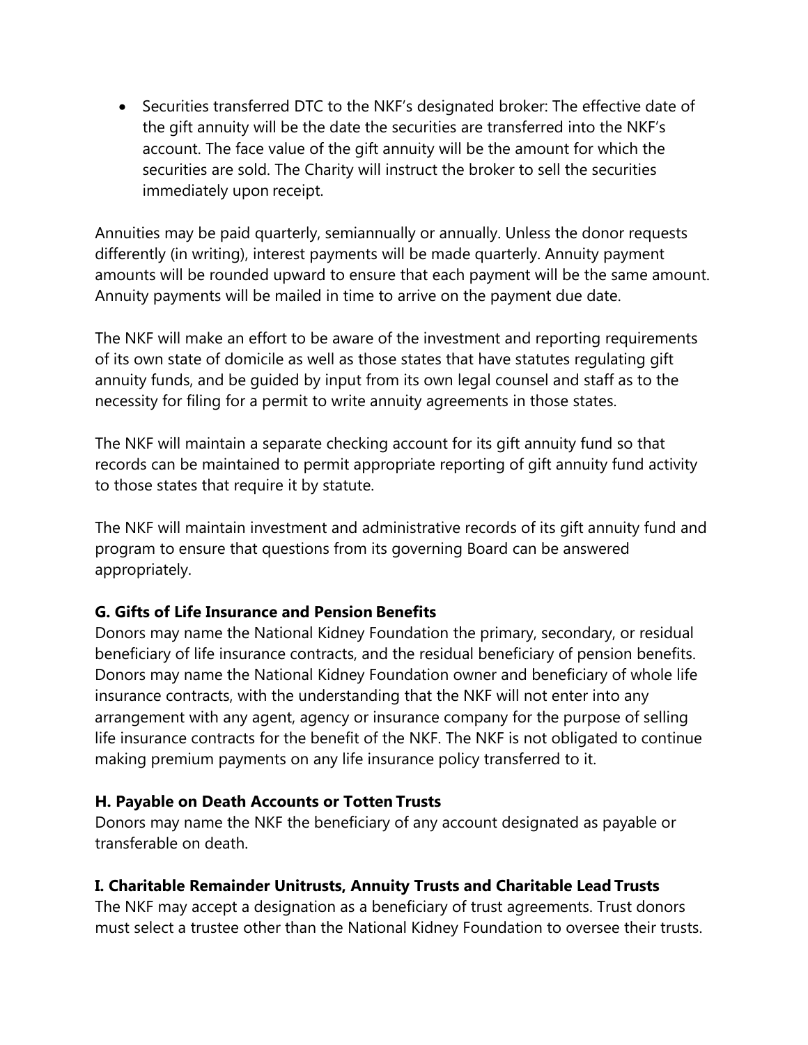- Securities transferred DTC to the NKF's designated broker: The effective date of the gift annuity will be the date the securities are transferred into the NKF's account. The face value of the gift annuity will be the amount for which the securities are sold. The Charity will instruct the broker to sell the securities immediately upon receipt.

Annuities may be paid quarterly, semiannually or annually. Unless the donor requests differently (in writing), interest payments will be made quarterly. Annuity payment amounts will be rounded upward to ensure that each payment will be the same amount. Annuity payments will be mailed in time to arrive on the payment due date.

The NKF will make an effort to be aware of the investment and reporting requirements of its own state of domicile as well as those states that have statutes regulating gift annuity funds, and be guided by input from its own legal counsel and staff as to the necessity for filing for a permit to write annuity agreements in those states.

The NKF will maintain a separate checking account for its gift annuity fund so that records can be maintained to permit appropriate reporting of gift annuity fund activity to those states that require it by statute.

The NKF will maintain investment and administrative records of its gift annuity fund and program to ensure that questions from its governing Board can be answered appropriately.

**G. Gifts of Life Insurance and Pension Benefits**

Donors may name the National Kidney Foundation the primary, secondary, or residual beneficiary of life insurance contracts, and the residual beneficiary of pension benefits. Donors may name the National Kidney Foundation owner and beneficiary of whole life insurance contracts, with the understanding that the NKF will not enter into any arrangement with any agent, agency or insurance company for the purpose of selling life insurance contracts for the benefit of the NKF. The NKF is not obligated to continue making premium payments on any life insurance policy transferred to it.

**H. Payable on Death Accounts or Totten Trusts**

Donors may name the NKF the beneficiary of any account designated as payable or transferable on death.

**I. Charitable Remainder Unitrusts, Annuity Trusts and Charitable Lead Trusts**

The NKF may accept a designation as a beneficiary of trust agreements. Trust donors must select a trustee other than the National Kidney Foundation to oversee their trusts.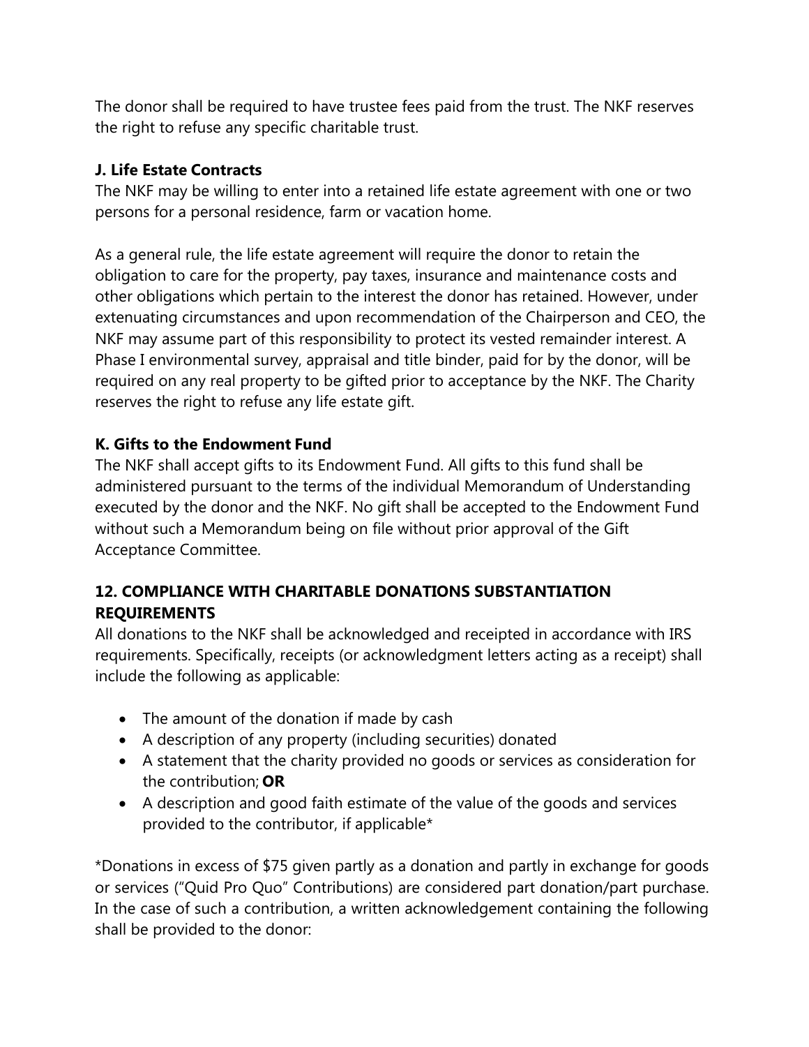The donor shall be required to have trustee fees paid from the trust. The NKF reserves the right to refuse any specific charitable trust.

### J. Life Estate Contracts

The NKF may be willing to enter into a retained life estate agreement with one or two persons for a personal residence, farm or vacation home.

As a general rule, the life estate agreement will require the donor to retain the obligation to care for the property, pay taxes, insurance and maintenance costs and other obligations which pertain to the interest the donor has retained. However, under extenuating circumstances and upon recommendation of the Chairperson and CEO, the NKF may assume part of this responsibility to protect its vested remainder interest. A Phase I environmental survey, appraisal and title binder, paid for by the donor, will be required on any real property to be gifted prior to acceptance by the NKF. The Charity reserves the right to refuse any life estate gift.

### K. Gifts to the Endowment Fund

The NKF shall accept gifts to its Endowment Fund. All gifts to this fund shall be administered pursuant to the terms of the individual Memorandum of Understanding executed by the donor and the NKF. No gift shall be accepted to the Endowment Fund without such a Memorandum being on file without prior approval of the Gift Acceptance Committee.

## 12. COMPLIANCE WITH CHARITABLE DONATIONS SUBSTANTIATION REQUIREMENTS

All donations to the NKF shall be acknowledged and receipted in accordance with IRS requirements. Specifically, receipts (or acknowledgment letters acting as a receipt) shall include the following as applicable:

- The amount of the donation if made by cash
- A description of any property (including securities) donated
- A statement that the charity provided no goods or services as consideration for the contribution; **OR**
- A description and good faith estimate of the value of the goods and services provided to the contributor, if applicable*

*Donations in excess of $75 given partly as a donation and partly in exchange for goods or services ("Quid Pro Quo" Contributions) are considered part donation/part purchase. In the case of such a contribution, a written acknowledgement containing the following shall be provided to the donor: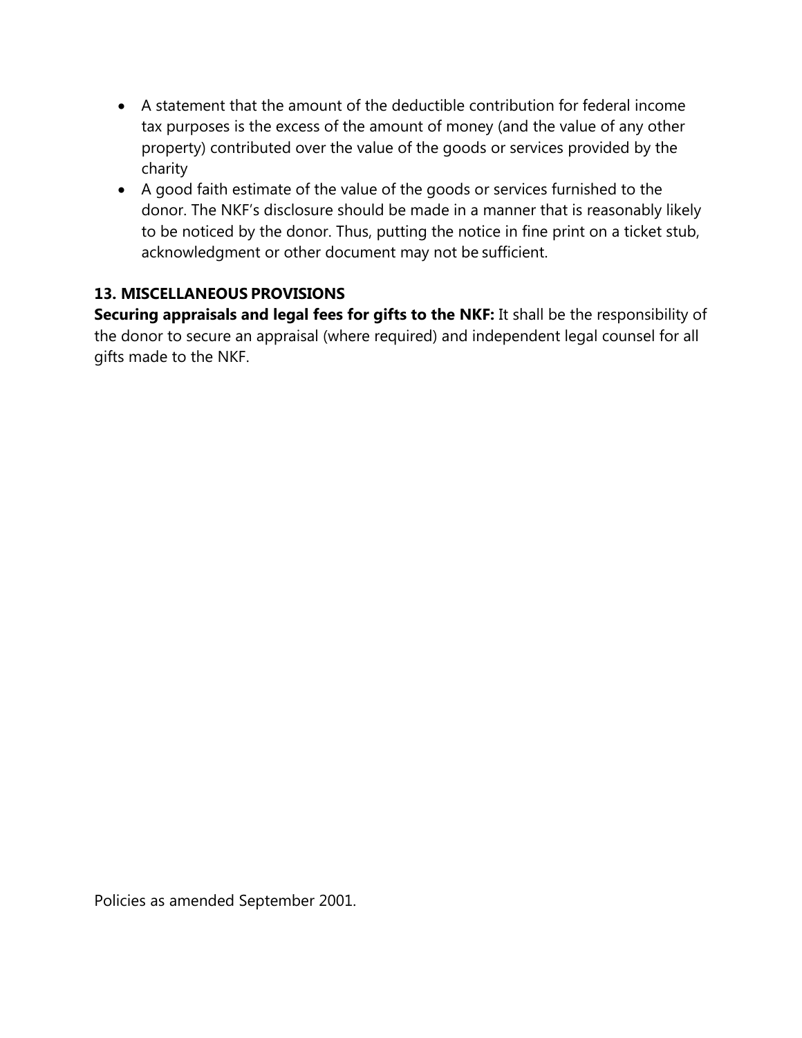- A statement that the amount of the deductible contribution for federal income tax purposes is the excess of the amount of money (and the value of any other property) contributed over the value of the goods or services provided by the charity
- A good faith estimate of the value of the goods or services furnished to the donor. The NKF's disclosure should be made in a manner that is reasonably likely to be noticed by the donor. Thus, putting the notice in fine print on a ticket stub, acknowledgment or other document may not be sufficient.

## 13. MISCELLANEOUS PROVISIONS

**Securing appraisals and legal fees for gifts to the NKF:** It shall be the responsibility of the donor to secure an appraisal (where required) and independent legal counsel for all gifts made to the NKF.

Policies as amended September 2001.